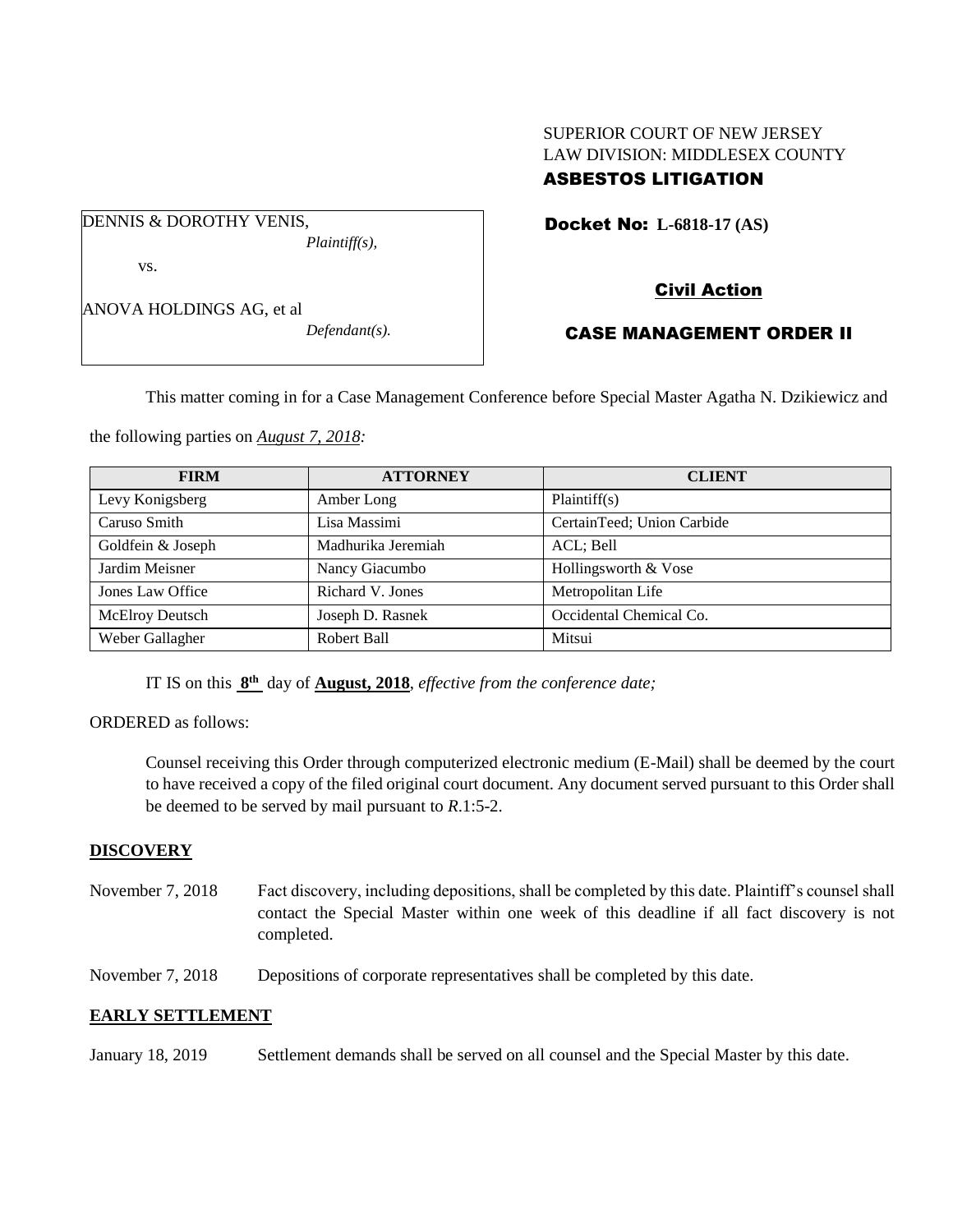SUPERIOR COURT OF NEW JERSEY
LAW DIVISION: MIDDLESEX COUNTY

**ASBESTOS LITIGATION**

DENNIS & DOROTHY VENIS,
*Plaintiff(s),*

vs.

ANOVA HOLDINGS AG, et al
*Defendant(s).*

**Docket No: L-6818-17 (AS)**

**Civil Action**

**CASE MANAGEMENT ORDER II**

This matter coming in for a Case Management Conference before Special Master Agatha N. Dzikiewicz and the following parties on *August 7, 2018:*

| FIRM | ATTORNEY | CLIENT |
| --- | --- | --- |
| Levy Konigsberg | Amber Long | Plaintiff(s) |
| Caruso Smith | Lisa Massimi | CertainTeed; Union Carbide |
| Goldfein & Joseph | Madhurika Jeremiah | ACL; Bell |
| Jardim Meisner | Nancy Giacumbo | Hollingsworth & Vose |
| Jones Law Office | Richard V. Jones | Metropolitan Life |
| McElroy Deutsch | Joseph D. Rasnek | Occidental Chemical Co. |
| Weber Gallagher | Robert Ball | Mitsui |

IT IS on this **8th** day of **August, 2018**, *effective from the conference date;*

ORDERED as follows:

Counsel receiving this Order through computerized electronic medium (E-Mail) shall be deemed by the court to have received a copy of the filed original court document. Any document served pursuant to this Order shall be deemed to be served by mail pursuant to *R*.1:5-2.

## DISCOVERY

November 7, 2018 Fact discovery, including depositions, shall be completed by this date. Plaintiff's counsel shall contact the Special Master within one week of this deadline if all fact discovery is not completed.

November 7, 2018 Depositions of corporate representatives shall be completed by this date.

## EARLY SETTLEMENT

January 18, 2019 Settlement demands shall be served on all counsel and the Special Master by this date.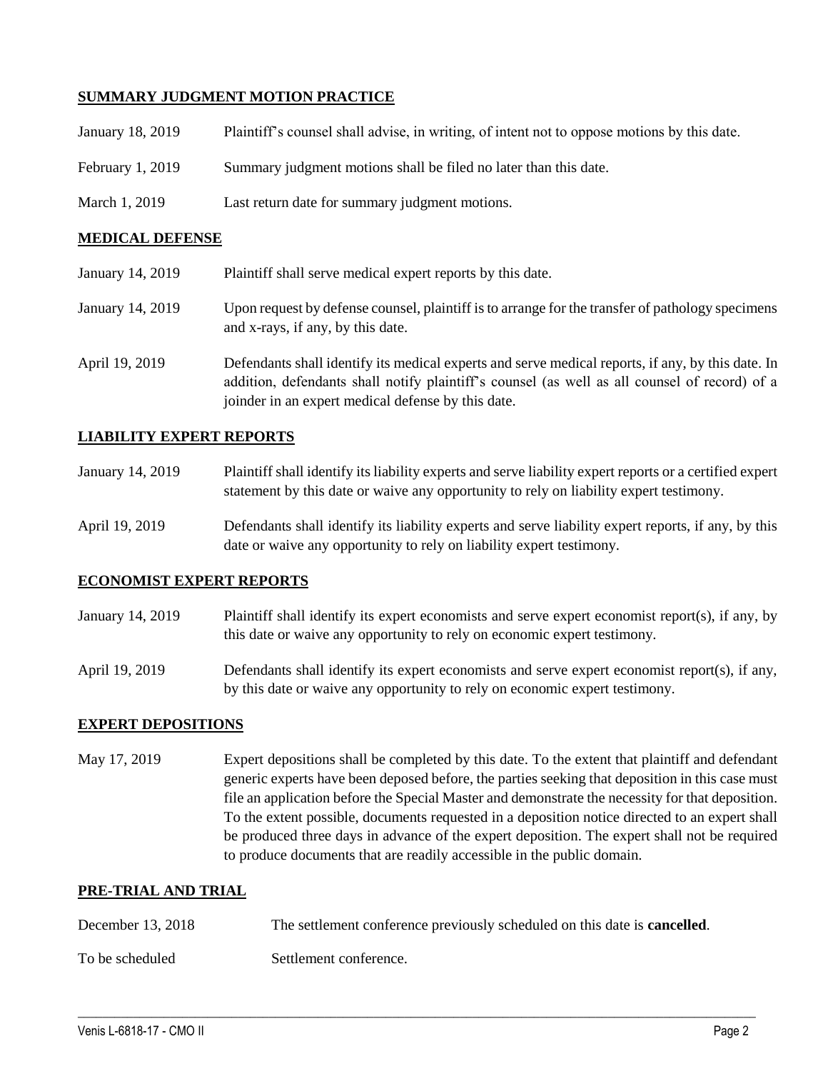## SUMMARY JUDGMENT MOTION PRACTICE

| | |
|---|---|
| January 18, 2019 | Plaintiff's counsel shall advise, in writing, of intent not to oppose motions by this date. |
| February 1, 2019 | Summary judgment motions shall be filed no later than this date. |
| March 1, 2019 | Last return date for summary judgment motions. |

## MEDICAL DEFENSE

| | |
|---|---|
| January 14, 2019 | Plaintiff shall serve medical expert reports by this date. |
| January 14, 2019 | Upon request by defense counsel, plaintiff is to arrange for the transfer of pathology specimens and x-rays, if any, by this date. |
| April 19, 2019 | Defendants shall identify its medical experts and serve medical reports, if any, by this date. In addition, defendants shall notify plaintiff's counsel (as well as all counsel of record) of a joinder in an expert medical defense by this date. |

## LIABILITY EXPERT REPORTS

| | |
|---|---|
| January 14, 2019 | Plaintiff shall identify its liability experts and serve liability expert reports or a certified expert statement by this date or waive any opportunity to rely on liability expert testimony. |
| April 19, 2019 | Defendants shall identify its liability experts and serve liability expert reports, if any, by this date or waive any opportunity to rely on liability expert testimony. |

## ECONOMIST EXPERT REPORTS

| | |
|---|---|
| January 14, 2019 | Plaintiff shall identify its expert economists and serve expert economist report(s), if any, by this date or waive any opportunity to rely on economic expert testimony. |
| April 19, 2019 | Defendants shall identify its expert economists and serve expert economist report(s), if any, by this date or waive any opportunity to rely on economic expert testimony. |

## EXPERT DEPOSITIONS

| | |
|---|---|
| May 17, 2019 | Expert depositions shall be completed by this date. To the extent that plaintiff and defendant generic experts have been deposed before, the parties seeking that deposition in this case must file an application before the Special Master and demonstrate the necessity for that deposition. To the extent possible, documents requested in a deposition notice directed to an expert shall be produced three days in advance of the expert deposition. The expert shall not be required to produce documents that are readily accessible in the public domain. |

## PRE-TRIAL AND TRIAL

| | |
|---|---|
| December 13, 2018 | The settlement conference previously scheduled on this date is **cancelled**. |
| To be scheduled | Settlement conference. |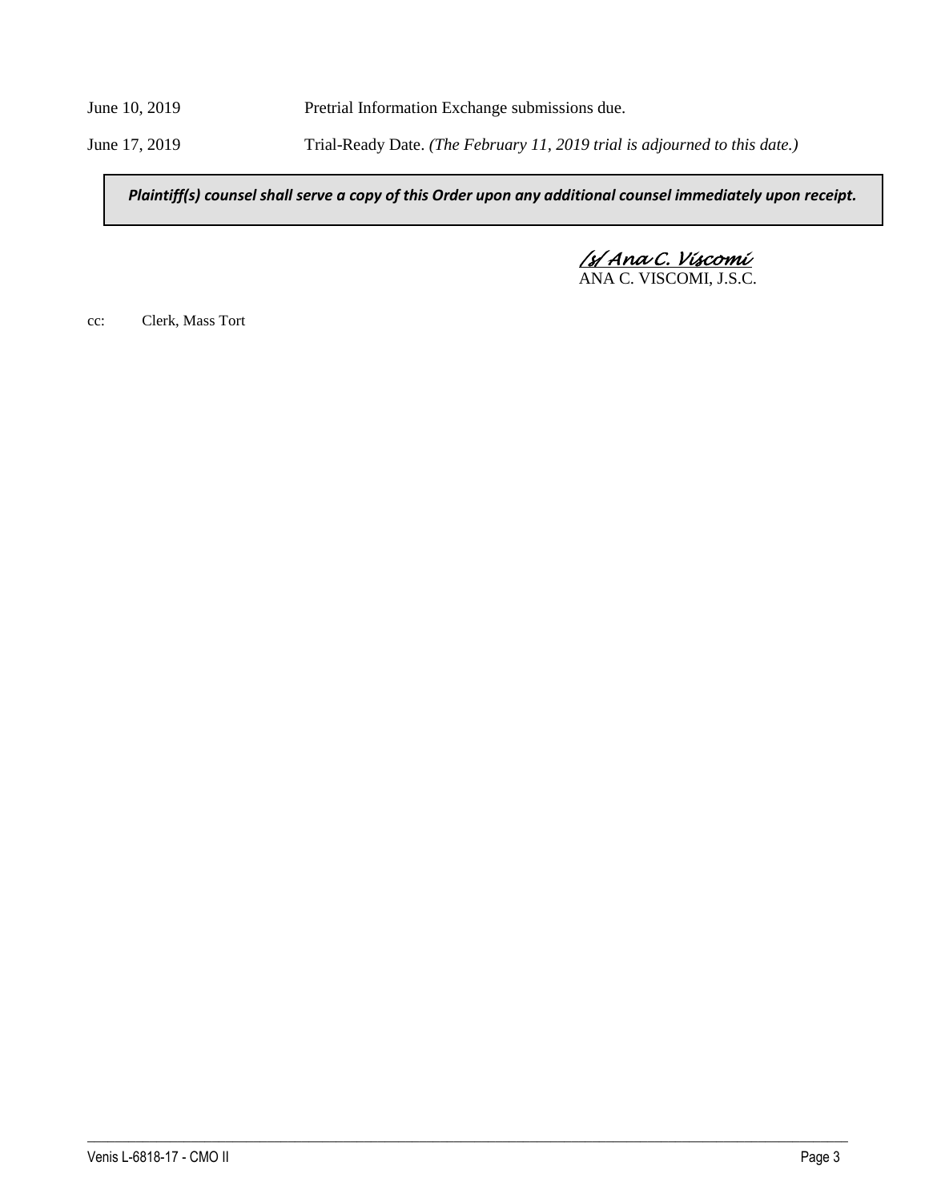| | |
|---|---|
| June 10, 2019 | Pretrial Information Exchange submissions due. |
| June 17, 2019 | Trial-Ready Date. *(The February 11, 2019 trial is adjourned to this date.)* |

***Plaintiff(s) counsel shall serve a copy of this Order upon any additional counsel immediately upon receipt.***

*/s/ Ana C. Viscomi*
ANA C. VISCOMI, J.S.C.

cc: Clerk, Mass Tort